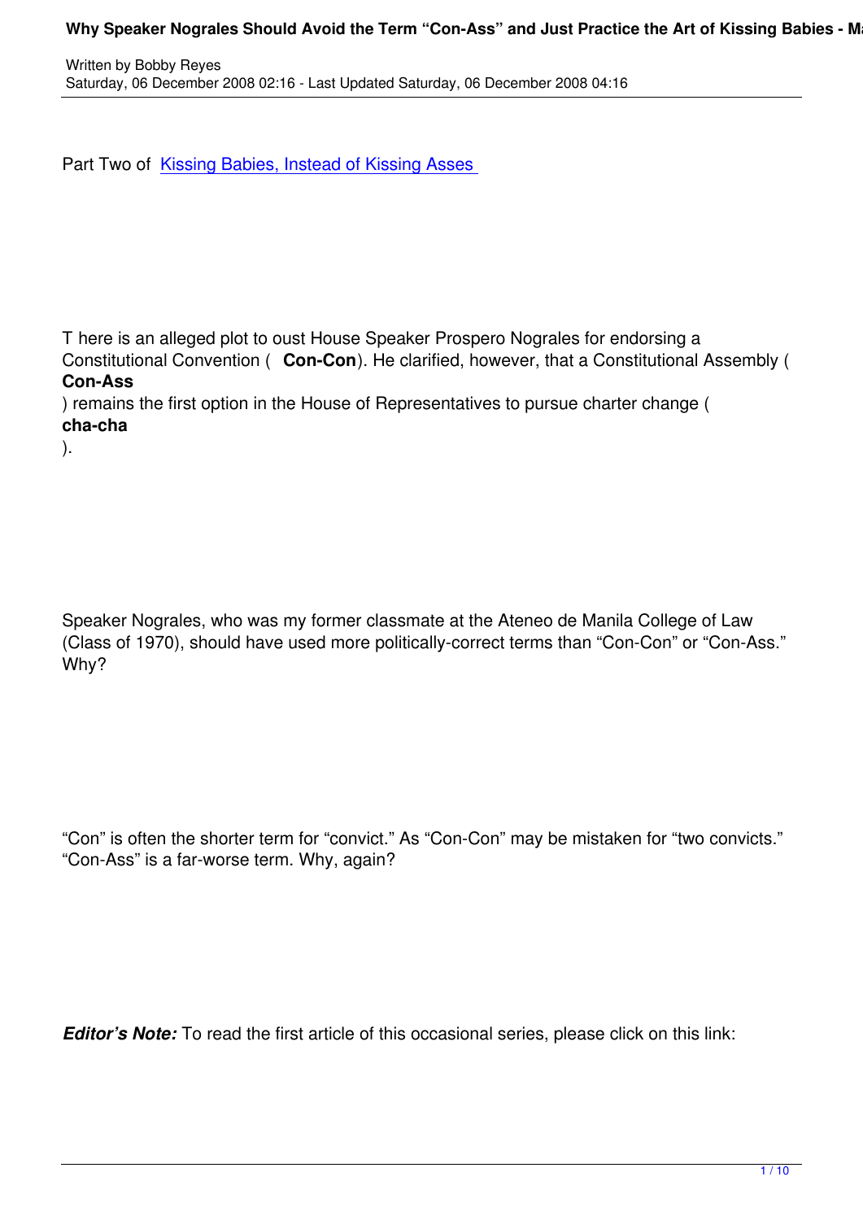Written by Bobby Reyes
Saturday, 06 December 2008 02:16 - Last Updated Saturday, 06 December 2008 04:16

Part Two of [Kissing Babies, Instead of Kissing Asses](#)

There is an alleged plot to oust House Speaker Prospero Nograles for endorsing a Constitutional Convention ( **Con-Con**). He clarified, however, that a Constitutional Assembly ( **Con-Ass** ) remains the first option in the House of Representatives to pursue charter change ( **cha-cha** ).

Speaker Nograles, who was my former classmate at the Ateneo de Manila College of Law (Class of 1970), should have used more politically-correct terms than "Con-Con" or "Con-Ass." Why?

"Con" is often the shorter term for "convict." As "Con-Con" may be mistaken for "two convicts." "Con-Ass" is a far-worse term. Why, again?

***Editor's Note:*** To read the first article of this occasional series, please click on this link: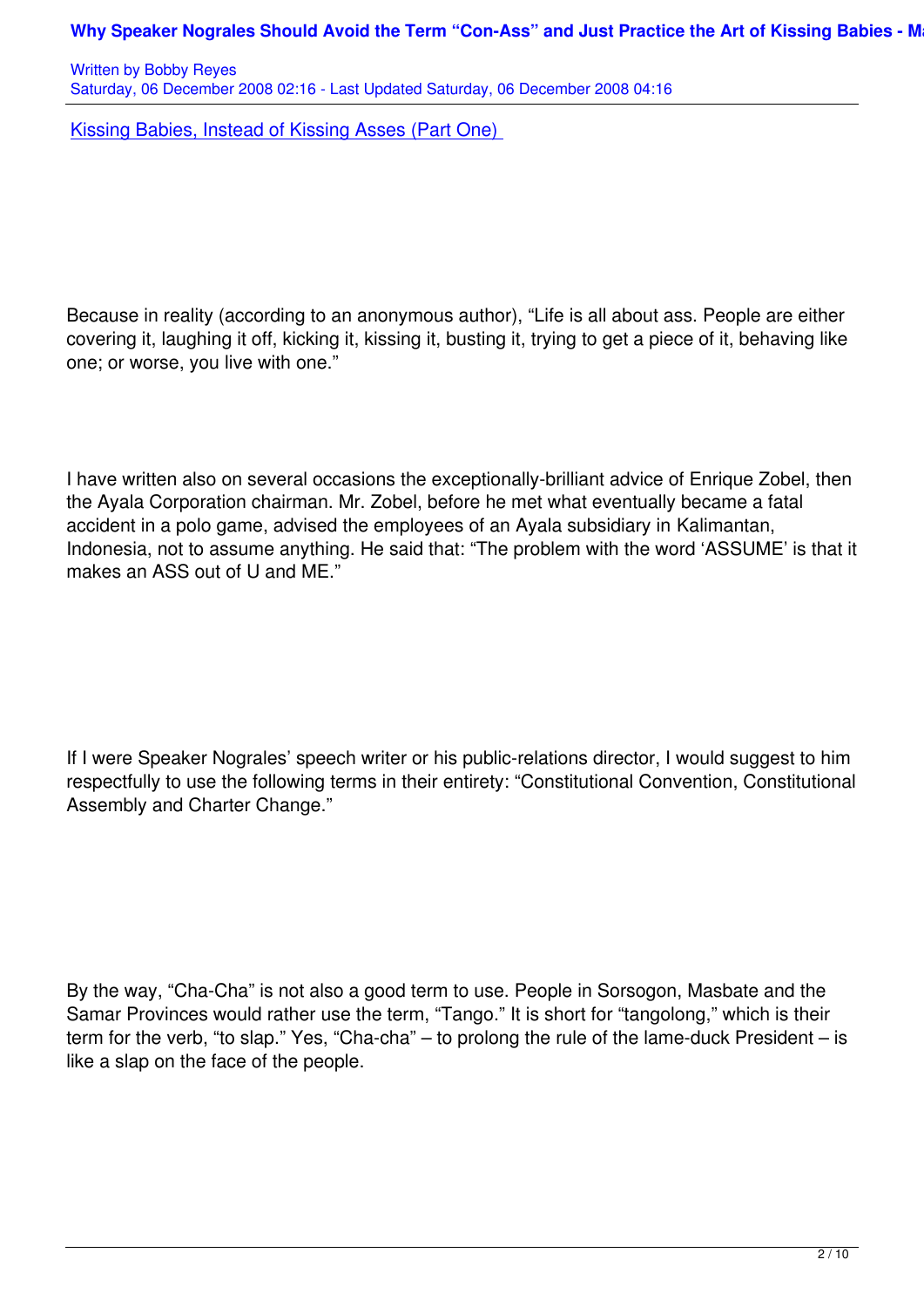[Kissing Babies, Instead of Kissing Asses (Part One)](#)

Because in reality (according to an anonymous author), "Life is all about ass. People are either covering it, laughing it off, kicking it, kissing it, busting it, trying to get a piece of it, behaving like one; or worse, you live with one."

I have written also on several occasions the exceptionally-brilliant advice of Enrique Zobel, then the Ayala Corporation chairman. Mr. Zobel, before he met what eventually became a fatal accident in a polo game, advised the employees of an Ayala subsidiary in Kalimantan, Indonesia, not to assume anything. He said that: "The problem with the word 'ASSUME' is that it makes an ASS out of U and ME."

If I were Speaker Nograles' speech writer or his public-relations director, I would suggest to him respectfully to use the following terms in their entirety: "Constitutional Convention, Constitutional Assembly and Charter Change."

By the way, "Cha-Cha" is not also a good term to use. People in Sorsogon, Masbate and the Samar Provinces would rather use the term, "Tango." It is short for "tangolong," which is their term for the verb, "to slap." Yes, "Cha-cha" – to prolong the rule of the lame-duck President – is like a slap on the face of the people.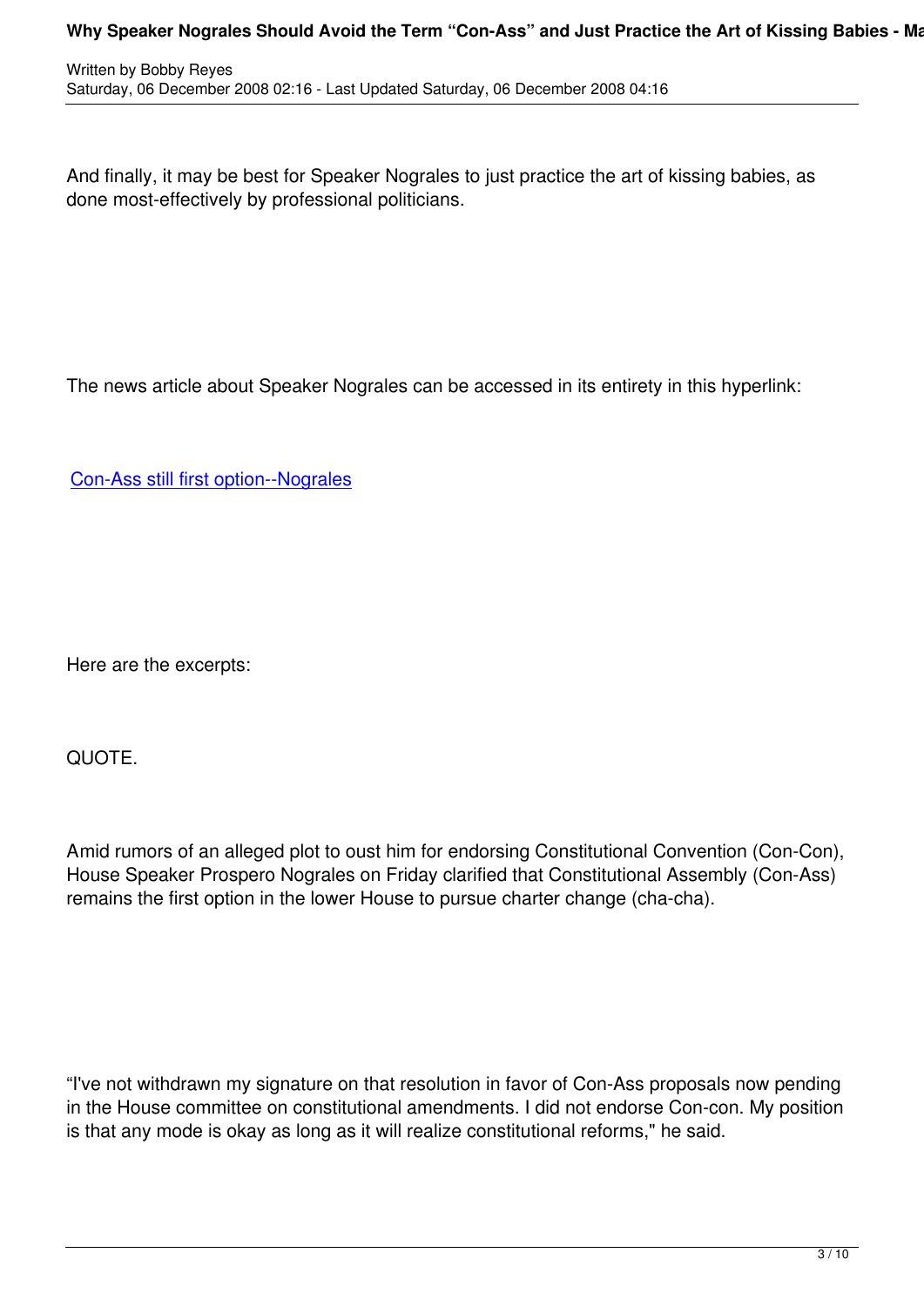And finally, it may be best for Speaker Nograles to just practice the art of kissing babies, as done most-effectively by professional politicians.

The news article about Speaker Nograles can be accessed in its entirety in this hyperlink:

Con-Ass still first option--Nograles

Here are the excerpts:

QUOTE.

Amid rumors of an alleged plot to oust him for endorsing Constitutional Convention (Con-Con), House Speaker Prospero Nograles on Friday clarified that Constitutional Assembly (Con-Ass) remains the first option in the lower House to pursue charter change (cha-cha).

“I've not withdrawn my signature on that resolution in favor of Con-Ass proposals now pending in the House committee on constitutional amendments. I did not endorse Con-con. My position is that any mode is okay as long as it will realize constitutional reforms," he said.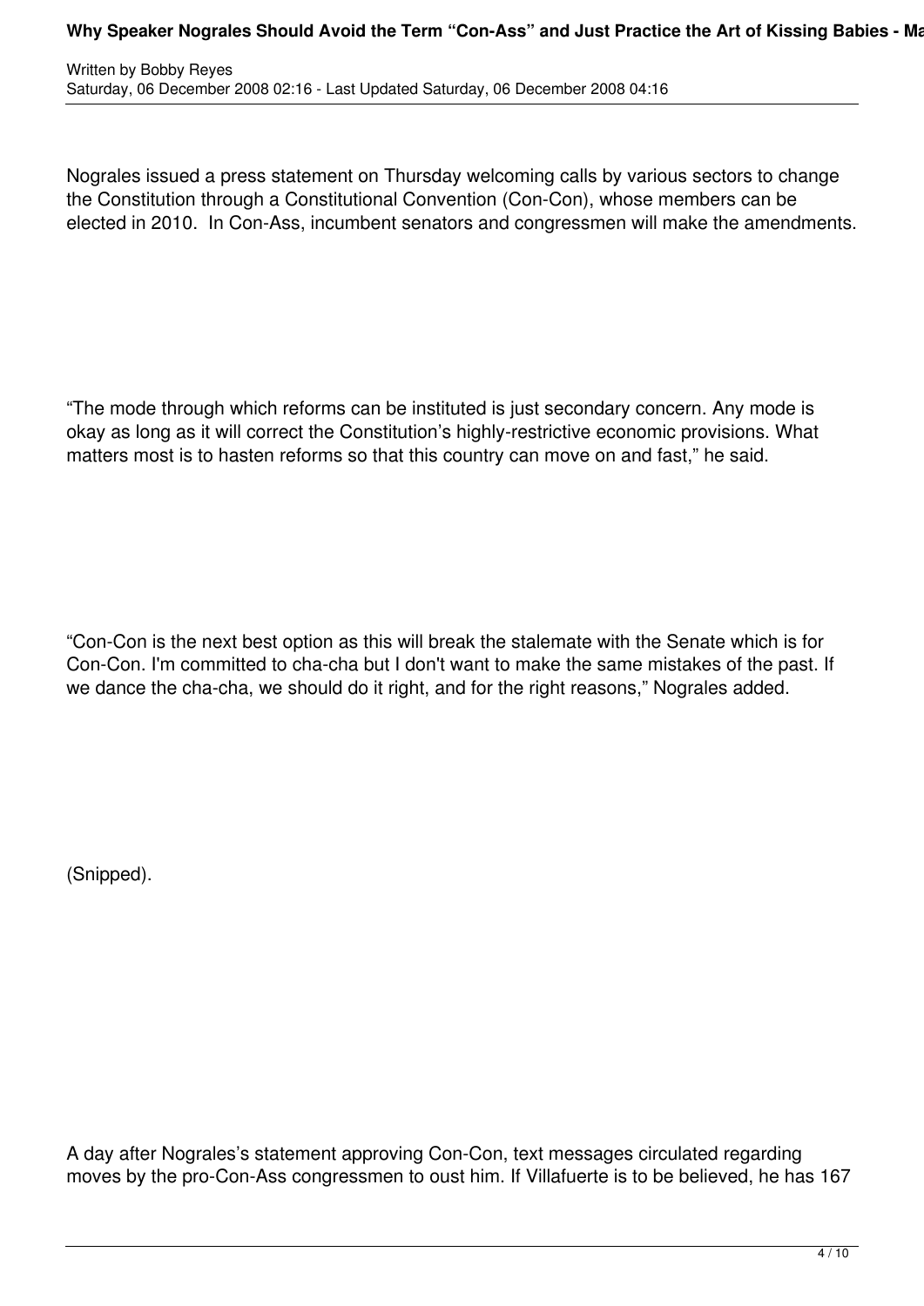Nograles issued a press statement on Thursday welcoming calls by various sectors to change the Constitution through a Constitutional Convention (Con-Con), whose members can be elected in 2010. In Con-Ass, incumbent senators and congressmen will make the amendments.

“The mode through which reforms can be instituted is just secondary concern. Any mode is okay as long as it will correct the Constitution’s highly-restrictive economic provisions. What matters most is to hasten reforms so that this country can move on and fast,” he said.

“Con-Con is the next best option as this will break the stalemate with the Senate which is for Con-Con. I'm committed to cha-cha but I don't want to make the same mistakes of the past. If we dance the cha-cha, we should do it right, and for the right reasons,” Nograles added.

(Snipped).

A day after Nograles’s statement approving Con-Con, text messages circulated regarding moves by the pro-Con-Ass congressmen to oust him. If Villafuerte is to be believed, he has 167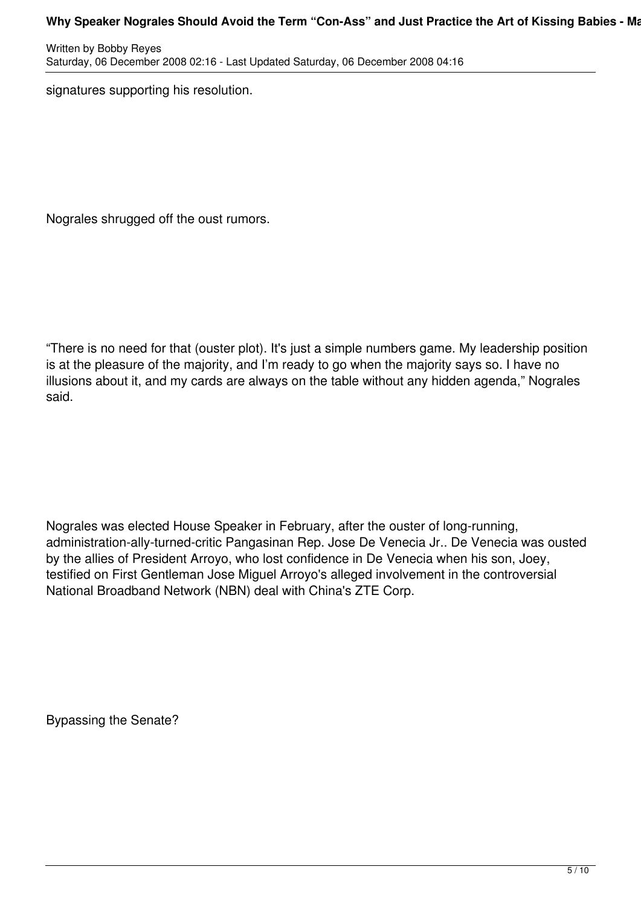signatures supporting his resolution.

Nograles shrugged off the oust rumors.

“There is no need for that (ouster plot). It's just a simple numbers game. My leadership position is at the pleasure of the majority, and I’m ready to go when the majority says so. I have no illusions about it, and my cards are always on the table without any hidden agenda,” Nograles said.

Nograles was elected House Speaker in February, after the ouster of long-running, administration-ally-turned-critic Pangasinan Rep. Jose De Venecia Jr.. De Venecia was ousted by the allies of President Arroyo, who lost confidence in De Venecia when his son, Joey, testified on First Gentleman Jose Miguel Arroyo's alleged involvement in the controversial National Broadband Network (NBN) deal with China's ZTE Corp.

Bypassing the Senate?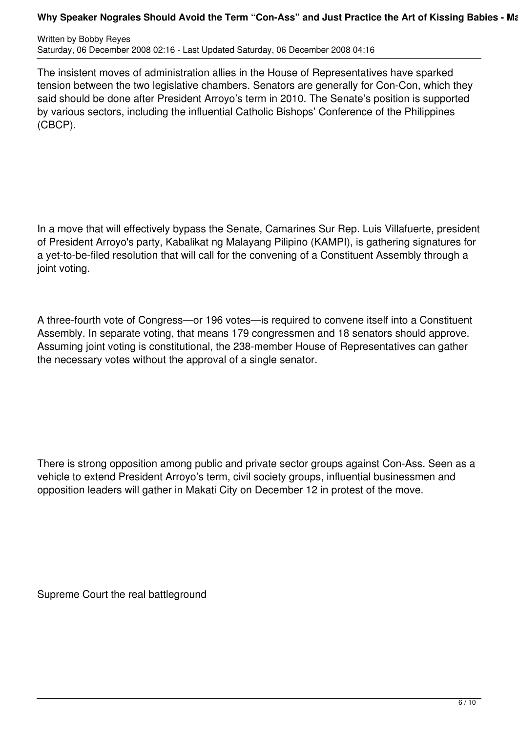The insistent moves of administration allies in the House of Representatives have sparked tension between the two legislative chambers. Senators are generally for Con-Con, which they said should be done after President Arroyo's term in 2010. The Senate's position is supported by various sectors, including the influential Catholic Bishops' Conference of the Philippines (CBCP).

In a move that will effectively bypass the Senate, Camarines Sur Rep. Luis Villafuerte, president of President Arroyo's party, Kabalikat ng Malayang Pilipino (KAMPI), is gathering signatures for a yet-to-be-filed resolution that will call for the convening of a Constituent Assembly through a joint voting.

A three-fourth vote of Congress—or 196 votes—is required to convene itself into a Constituent Assembly. In separate voting, that means 179 congressmen and 18 senators should approve. Assuming joint voting is constitutional, the 238-member House of Representatives can gather the necessary votes without the approval of a single senator.

There is strong opposition among public and private sector groups against Con-Ass. Seen as a vehicle to extend President Arroyo's term, civil society groups, influential businessmen and opposition leaders will gather in Makati City on December 12 in protest of the move.

Supreme Court the real battleground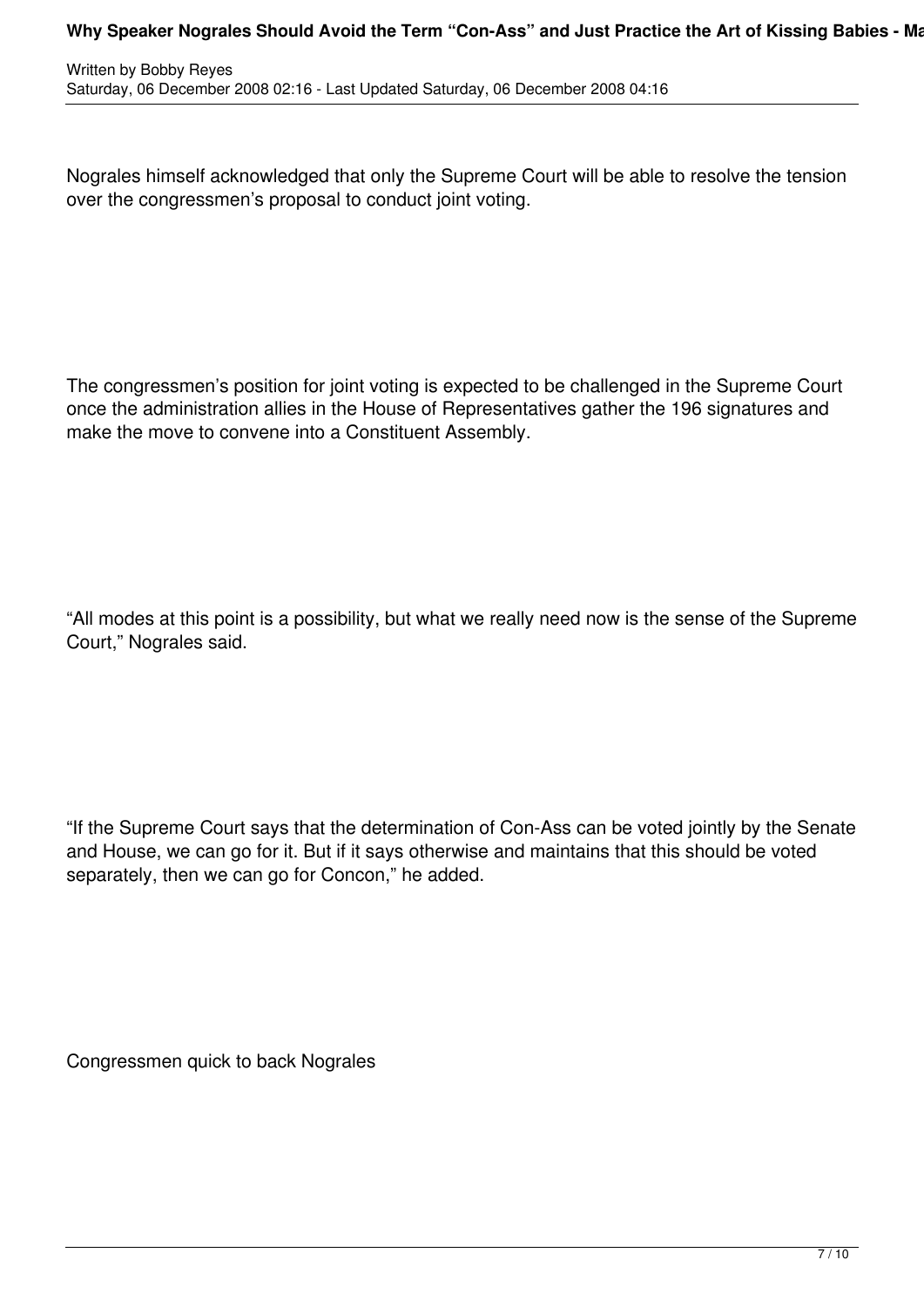Nograles himself acknowledged that only the Supreme Court will be able to resolve the tension over the congressmen's proposal to conduct joint voting.

The congressmen's position for joint voting is expected to be challenged in the Supreme Court once the administration allies in the House of Representatives gather the 196 signatures and make the move to convene into a Constituent Assembly.

"All modes at this point is a possibility, but what we really need now is the sense of the Supreme Court," Nograles said.

"If the Supreme Court says that the determination of Con-Ass can be voted jointly by the Senate and House, we can go for it. But if it says otherwise and maintains that this should be voted separately, then we can go for Concon," he added.

Congressmen quick to back Nograles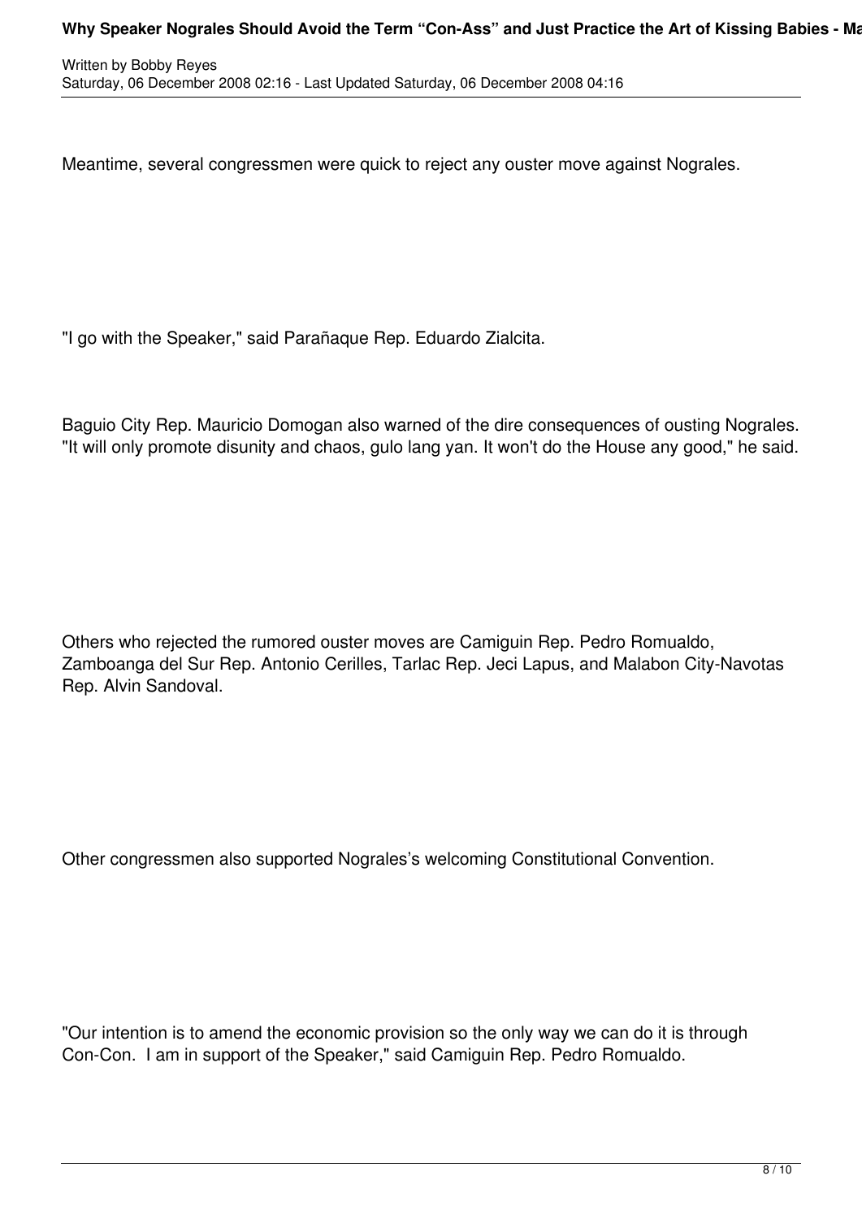Meantime, several congressmen were quick to reject any ouster move against Nograles.

"I go with the Speaker," said Parañaque Rep. Eduardo Zialcita.

Baguio City Rep. Mauricio Domogan also warned of the dire consequences of ousting Nograles. "It will only promote disunity and chaos, gulo lang yan. It won't do the House any good," he said.

Others who rejected the rumored ouster moves are Camiguin Rep. Pedro Romualdo, Zamboanga del Sur Rep. Antonio Cerilles, Tarlac Rep. Jeci Lapus, and Malabon City-Navotas Rep. Alvin Sandoval.

Other congressmen also supported Nograles's welcoming Constitutional Convention.

"Our intention is to amend the economic provision so the only way we can do it is through Con-Con. I am in support of the Speaker," said Camiguin Rep. Pedro Romualdo.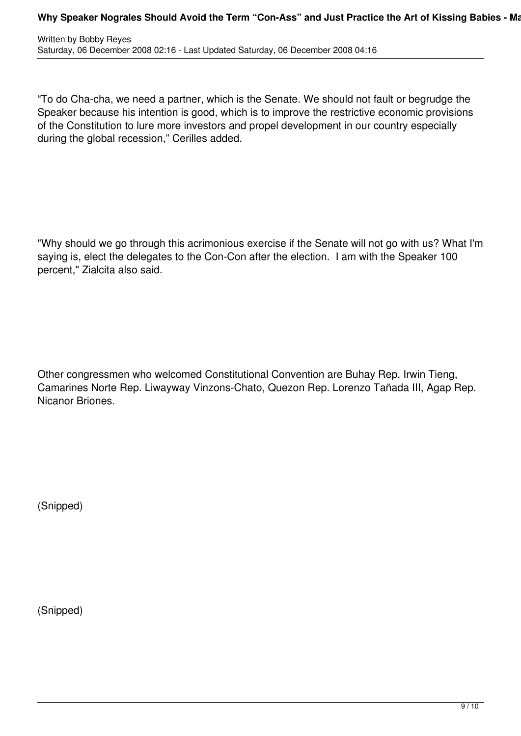“To do Cha-cha, we need a partner, which is the Senate. We should not fault or begrudge the Speaker because his intention is good, which is to improve the restrictive economic provisions of the Constitution to lure more investors and propel development in our country especially during the global recession,” Cerilles added.

"Why should we go through this acrimonious exercise if the Senate will not go with us? What I'm saying is, elect the delegates to the Con-Con after the election.  I am with the Speaker 100 percent," Zialcita also said.

Other congressmen who welcomed Constitutional Convention are Buhay Rep. Irwin Tieng, Camarines Norte Rep. Liwayway Vinzons-Chato, Quezon Rep. Lorenzo Tañada III, Agap Rep. Nicanor Briones.

(Snipped)

(Snipped)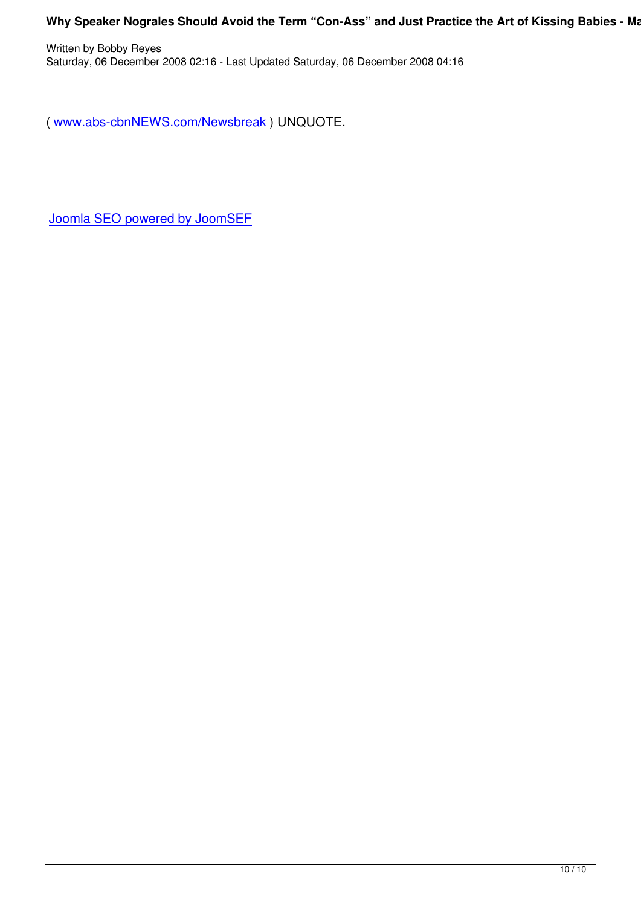( www.abs-cbnNEWS.com/Newsbreak ) UNQUOTE.

Joomla SEO powered by JoomSEF